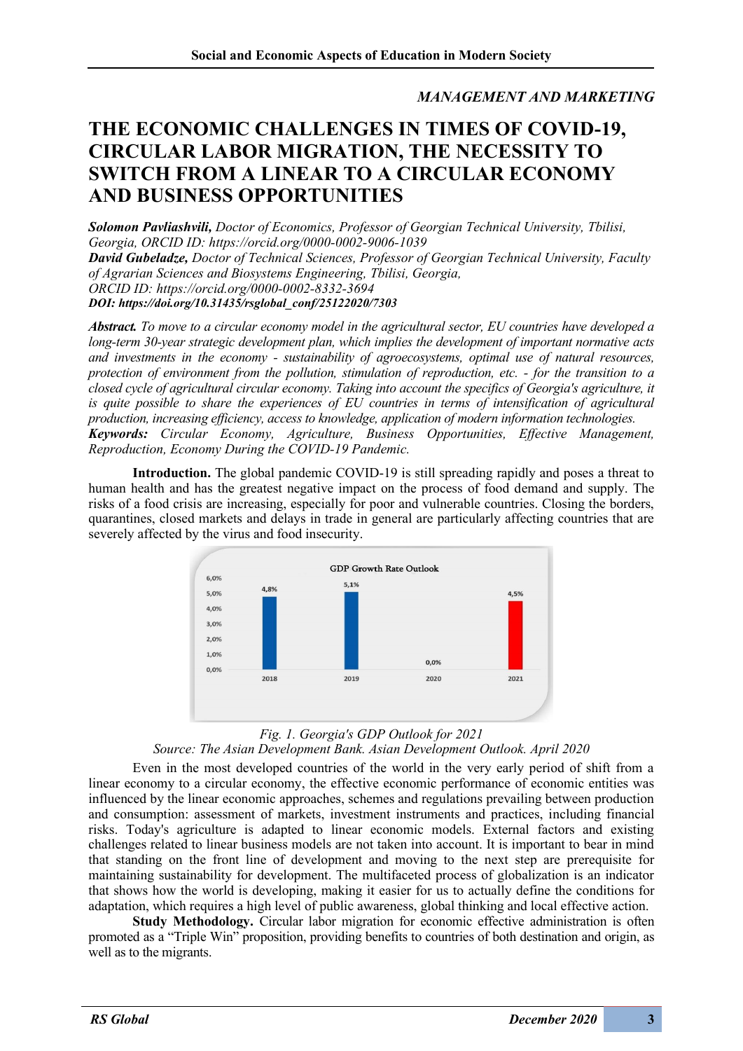*MANAGEMENT AND MARKETING*

# THE ECONOMIC CHALLENGES IN TIMES OF COVID-19, CIRCULAR LABOR MIGRATION, THE NECESSITY TO SWITCH FROM A LINEAR TO A CIRCULAR ECONOMY AND BUSINESS OPPORTUNITIES

***Solomon Pavliashvili,*** *Doctor of Economics, Professor of Georgian Technical University, Tbilisi, Georgia, ORCID ID: https://orcid.org/0000-0002-9006-1039*
***David Gubeladze,*** *Doctor of Technical Sciences, Professor of Georgian Technical University, Faculty of Agrarian Sciences and Biosystems Engineering, Tbilisi, Georgia, ORCID ID: https://orcid.org/0000-0002-8332-3694*
***DOI: https://doi.org/10.31435/rsglobal_conf/25122020/7303***

***Abstract.*** *To move to a circular economy model in the agricultural sector, EU countries have developed a long-term 30-year strategic development plan, which implies the development of important normative acts and investments in the economy - sustainability of agroecosystems, optimal use of natural resources, protection of environment from the pollution, stimulation of reproduction, etc. - for the transition to a closed cycle of agricultural circular economy. Taking into account the specifics of Georgia's agriculture, it is quite possible to share the experiences of EU countries in terms of intensification of agricultural production, increasing efficiency, access to knowledge, application of modern information technologies.*
***Keywords:*** *Circular Economy, Agriculture, Business Opportunities, Effective Management, Reproduction, Economy During the COVID-19 Pandemic.*

**Introduction.** The global pandemic COVID-19 is still spreading rapidly and poses a threat to human health and has the greatest negative impact on the process of food demand and supply. The risks of a food crisis are increasing, especially for poor and vulnerable countries. Closing the borders, quarantines, closed markets and delays in trade in general are particularly affecting countries that are severely affected by the virus and food insecurity.

GDP Growth Rate Outlook

| Year | 2018 | 2019 | 2020 | 2021 |
|---|---|---|---|---|
| GDP growth rate | 4,8% | 5,1% | 0,0% | 4,5% |

*Fig. 1. Georgia's GDP Outlook for 2021*
*Source: The Asian Development Bank. Asian Development Outlook. April 2020*

Even in the most developed countries of the world in the very early period of shift from a linear economy to a circular economy, the effective economic performance of economic entities was influenced by the linear economic approaches, schemes and regulations prevailing between production and consumption: assessment of markets, investment instruments and practices, including financial risks. Today's agriculture is adapted to linear economic models. External factors and existing challenges related to linear business models are not taken into account. It is important to bear in mind that standing on the front line of development and moving to the next step are prerequisite for maintaining sustainability for development. The multifaceted process of globalization is an indicator that shows how the world is developing, making it easier for us to actually define the conditions for adaptation, which requires a high level of public awareness, global thinking and local effective action.

**Study Methodology.** Circular labor migration for economic effective administration is often promoted as a "Triple Win" proposition, providing benefits to countries of both destination and origin, as well as to the migrants.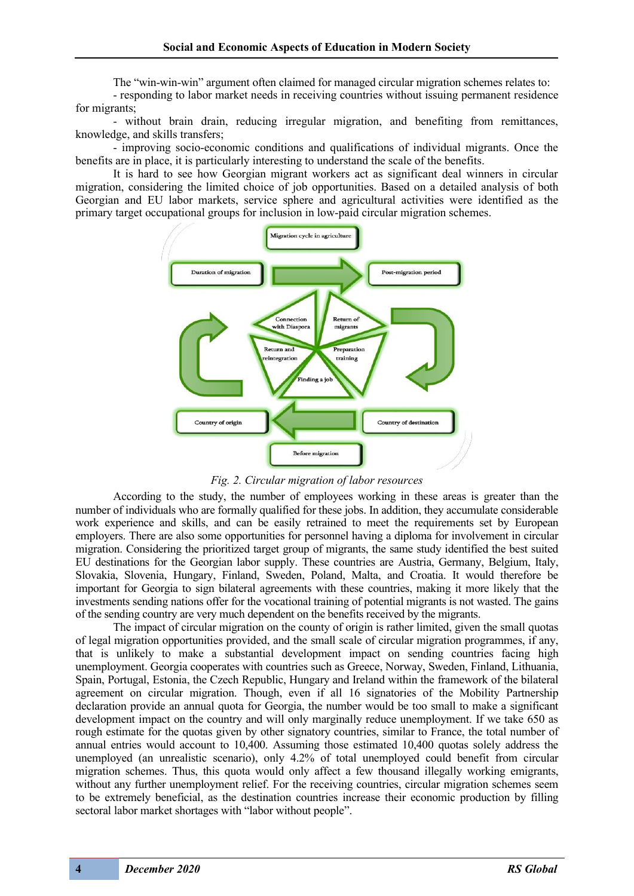The “win-win-win” argument often claimed for managed circular migration schemes relates to:

- responding to labor market needs in receiving countries without issuing permanent residence for migrants;
- without brain drain, reducing irregular migration, and benefiting from remittances, knowledge, and skills transfers;
- improving socio-economic conditions and qualifications of individual migrants. Once the benefits are in place, it is particularly interesting to understand the scale of the benefits.

It is hard to see how Georgian migrant workers act as significant deal winners in circular migration, considering the limited choice of job opportunities. Based on a detailed analysis of both Georgian and EU labor markets, service sphere and agricultural activities were identified as the primary target occupational groups for inclusion in low-paid circular migration schemes.

*Fig. 2. Circular migration of labor resources*

According to the study, the number of employees working in these areas is greater than the number of individuals who are formally qualified for these jobs. In addition, they accumulate considerable work experience and skills, and can be easily retrained to meet the requirements set by European employers. There are also some opportunities for personnel having a diploma for involvement in circular migration. Considering the prioritized target group of migrants, the same study identified the best suited EU destinations for the Georgian labor supply. These countries are Austria, Germany, Belgium, Italy, Slovakia, Slovenia, Hungary, Finland, Sweden, Poland, Malta, and Croatia. It would therefore be important for Georgia to sign bilateral agreements with these countries, making it more likely that the investments sending nations offer for the vocational training of potential migrants is not wasted. The gains of the sending country are very much dependent on the benefits received by the migrants.

The impact of circular migration on the county of origin is rather limited, given the small quotas of legal migration opportunities provided, and the small scale of circular migration programmes, if any, that is unlikely to make a substantial development impact on sending countries facing high unemployment. Georgia cooperates with countries such as Greece, Norway, Sweden, Finland, Lithuania, Spain, Portugal, Estonia, the Czech Republic, Hungary and Ireland within the framework of the bilateral agreement on circular migration. Though, even if all 16 signatories of the Mobility Partnership declaration provide an annual quota for Georgia, the number would be too small to make a significant development impact on the country and will only marginally reduce unemployment. If we take 650 as rough estimate for the quotas given by other signatory countries, similar to France, the total number of annual entries would account to 10,400. Assuming those estimated 10,400 quotas solely address the unemployed (an unrealistic scenario), only 4.2% of total unemployed could benefit from circular migration schemes. Thus, this quota would only affect a few thousand illegally working emigrants, without any further unemployment relief. For the receiving countries, circular migration schemes seem to be extremely beneficial, as the destination countries increase their economic production by filling sectoral labor market shortages with “labor without people”.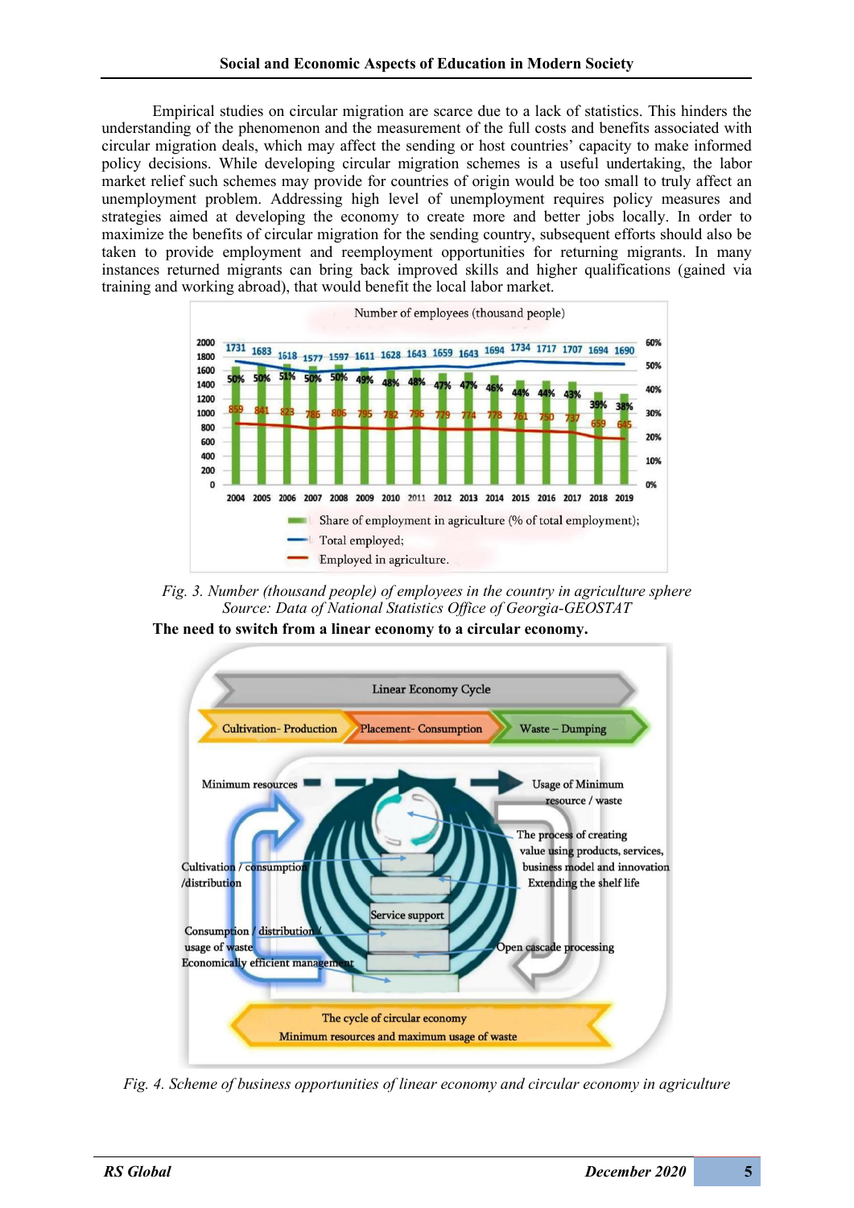Empirical studies on circular migration are scarce due to a lack of statistics. This hinders the understanding of the phenomenon and the measurement of the full costs and benefits associated with circular migration deals, which may affect the sending or host countries' capacity to make informed policy decisions. While developing circular migration schemes is a useful undertaking, the labor market relief such schemes may provide for countries of origin would be too small to truly affect an unemployment problem. Addressing high level of unemployment requires policy measures and strategies aimed at developing the economy to create more and better jobs locally. In order to maximize the benefits of circular migration for the sending country, subsequent efforts should also be taken to provide employment and reemployment opportunities for returning migrants. In many instances returned migrants can bring back improved skills and higher qualifications (gained via training and working abroad), that would benefit the local labor market.

*Fig. 3. Number (thousand people) of employees in the country in agriculture sphere*
*Source: Data of National Statistics Office of Georgia-GEOSTAT*

**The need to switch from a linear economy to a circular economy.**

*Fig. 4. Scheme of business opportunities of linear economy and circular economy in agriculture*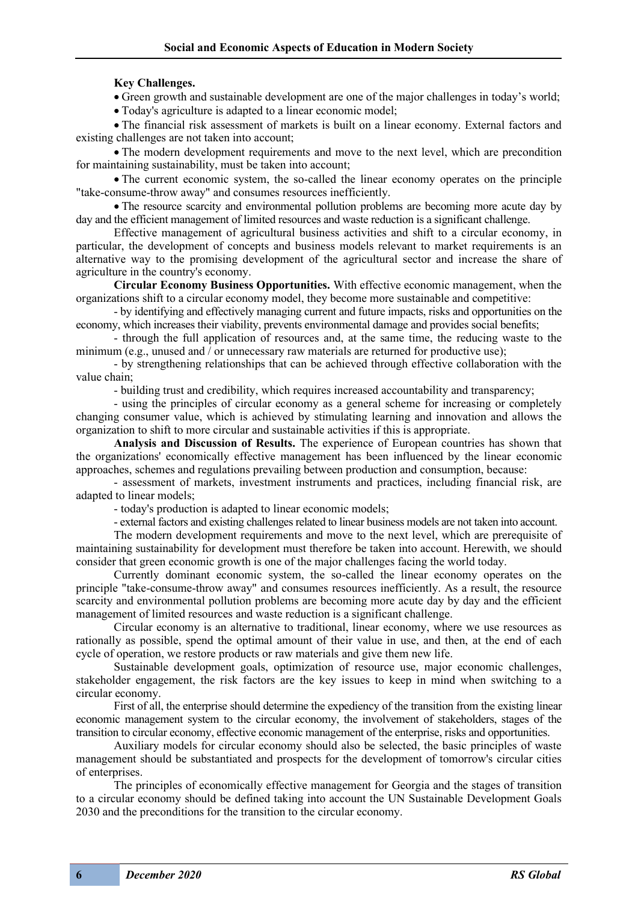**Key Challenges.**

- Green growth and sustainable development are one of the major challenges in today's world;
- Today's agriculture is adapted to a linear economic model;
- The financial risk assessment of markets is built on a linear economy. External factors and existing challenges are not taken into account;
- The modern development requirements and move to the next level, which are precondition for maintaining sustainability, must be taken into account;
- The current economic system, the so-called the linear economy operates on the principle "take-consume-throw away" and consumes resources inefficiently.
- The resource scarcity and environmental pollution problems are becoming more acute day by day and the efficient management of limited resources and waste reduction is a significant challenge.

Effective management of agricultural business activities and shift to a circular economy, in particular, the development of concepts and business models relevant to market requirements is an alternative way to the promising development of the agricultural sector and increase the share of agriculture in the country's economy.

**Circular Economy Business Opportunities.** With effective economic management, when the organizations shift to a circular economy model, they become more sustainable and competitive:

- by identifying and effectively managing current and future impacts, risks and opportunities on the economy, which increases their viability, prevents environmental damage and provides social benefits;
- through the full application of resources and, at the same time, the reducing waste to the minimum (e.g., unused and / or unnecessary raw materials are returned for productive use);
- by strengthening relationships that can be achieved through effective collaboration with the value chain;
- building trust and credibility, which requires increased accountability and transparency;
- using the principles of circular economy as a general scheme for increasing or completely changing consumer value, which is achieved by stimulating learning and innovation and allows the organization to shift to more circular and sustainable activities if this is appropriate.

**Analysis and Discussion of Results.** The experience of European countries has shown that the organizations' economically effective management has been influenced by the linear economic approaches, schemes and regulations prevailing between production and consumption, because:

- assessment of markets, investment instruments and practices, including financial risk, are adapted to linear models;
- today's production is adapted to linear economic models;
- external factors and existing challenges related to linear business models are not taken into account.

The modern development requirements and move to the next level, which are prerequisite of maintaining sustainability for development must therefore be taken into account. Herewith, we should consider that green economic growth is one of the major challenges facing the world today.

Currently dominant economic system, the so-called the linear economy operates on the principle "take-consume-throw away" and consumes resources inefficiently. As a result, the resource scarcity and environmental pollution problems are becoming more acute day by day and the efficient management of limited resources and waste reduction is a significant challenge.

Circular economy is an alternative to traditional, linear economy, where we use resources as rationally as possible, spend the optimal amount of their value in use, and then, at the end of each cycle of operation, we restore products or raw materials and give them new life.

Sustainable development goals, optimization of resource use, major economic challenges, stakeholder engagement, the risk factors are the key issues to keep in mind when switching to a circular economy.

First of all, the enterprise should determine the expediency of the transition from the existing linear economic management system to the circular economy, the involvement of stakeholders, stages of the transition to circular economy, effective economic management of the enterprise, risks and opportunities.

Auxiliary models for circular economy should also be selected, the basic principles of waste management should be substantiated and prospects for the development of tomorrow's circular cities of enterprises.

The principles of economically effective management for Georgia and the stages of transition to a circular economy should be defined taking into account the UN Sustainable Development Goals 2030 and the preconditions for the transition to the circular economy.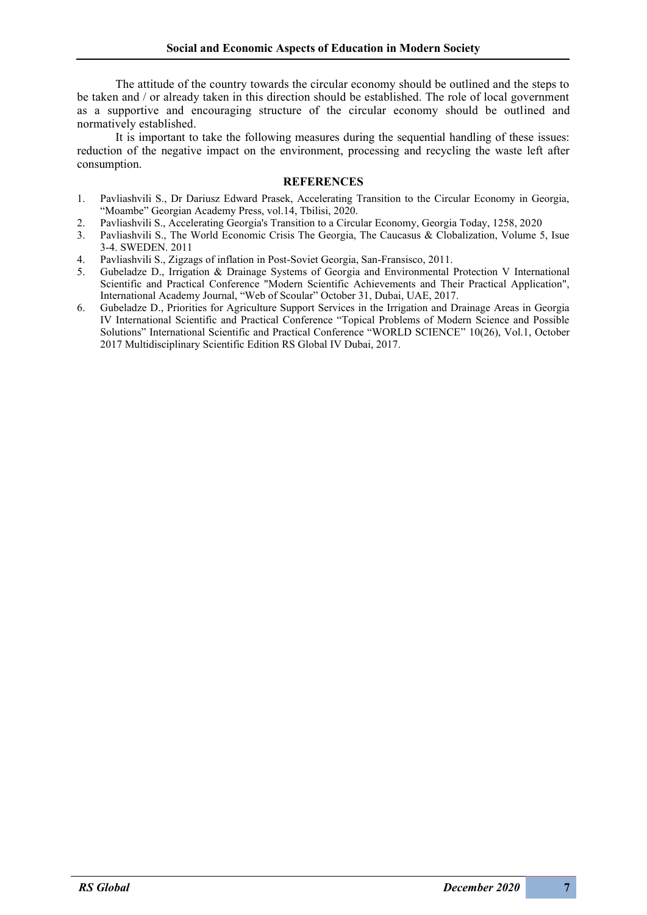The attitude of the country towards the circular economy should be outlined and the steps to be taken and / or already taken in this direction should be established. The role of local government as a supportive and encouraging structure of the circular economy should be outlined and normatively established.

It is important to take the following measures during the sequential handling of these issues: reduction of the negative impact on the environment, processing and recycling the waste left after consumption.

## REFERENCES

1. Pavliashvili S., Dr Dariusz Edward Prasek, Accelerating Transition to the Circular Economy in Georgia, "Moambe" Georgian Academy Press, vol.14, Tbilisi, 2020.
2. Pavliashvili S., Accelerating Georgia's Transition to a Circular Economy, Georgia Today, 1258, 2020
3. Pavliashvili S., The World Economic Crisis The Georgia, The Caucasus & Clobalization, Volume 5, Isue 3-4. SWEDEN. 2011
4. Pavliashvili S., Zigzags of inflation in Post-Soviet Georgia, San-Fransisco, 2011.
5. Gubeladze D., Irrigation & Drainage Systems of Georgia and Environmental Protection V International Scientific and Practical Conference "Modern Scientific Achievements and Their Practical Application", International Academy Journal, "Web of Scoular" October 31, Dubai, UAE, 2017.
6. Gubeladze D., Priorities for Agriculture Support Services in the Irrigation and Drainage Areas in Georgia IV International Scientific and Practical Conference "Topical Problems of Modern Science and Possible Solutions" International Scientific and Practical Conference "WORLD SCIENCE" 10(26), Vol.1, October 2017 Multidisciplinary Scientific Edition RS Global IV Dubai, 2017.